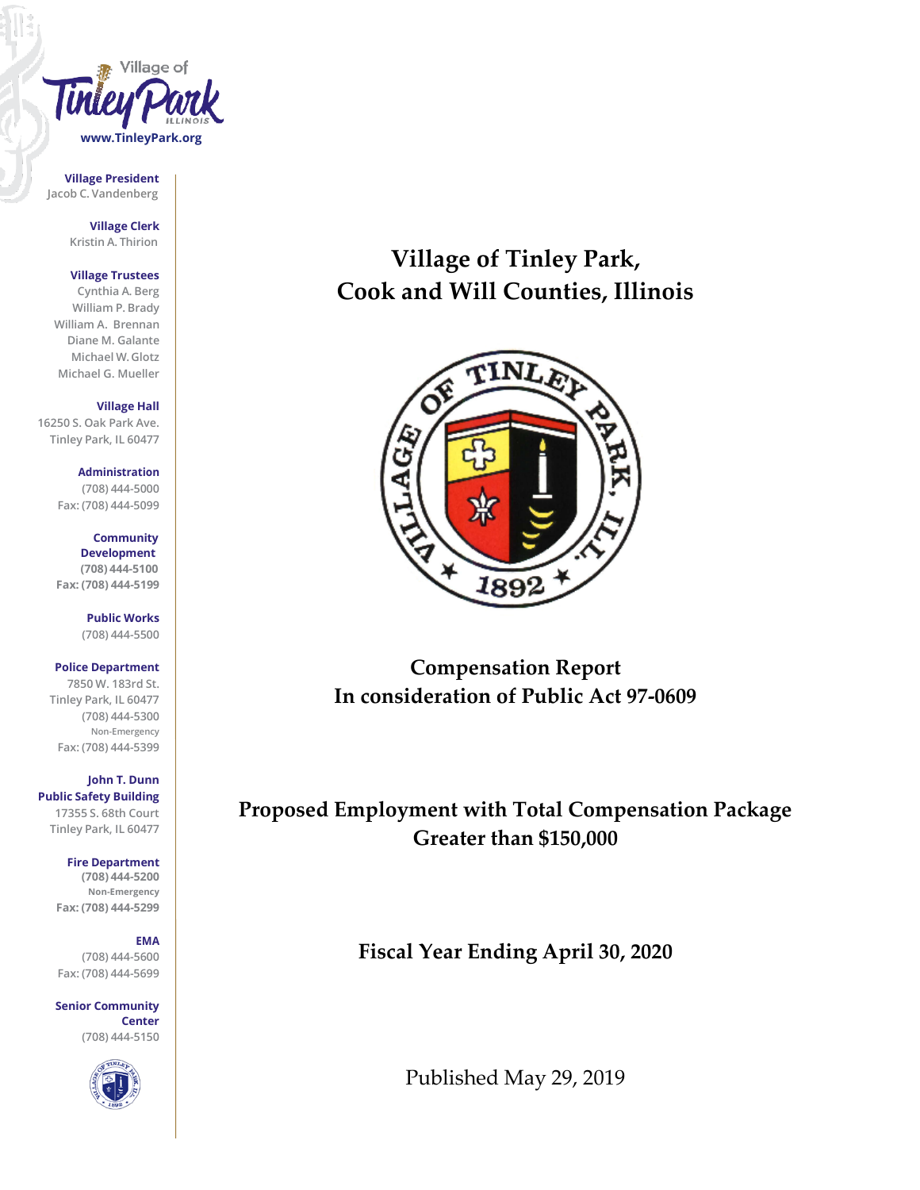Village of Tinley Park ILLINOIS

www.TinleyPark.org

**Village President**
Jacob C. Vandenberg

**Village Clerk**
Kristin A. Thirion

**Village Trustees**
Cynthia A. Berg
William P. Brady
William A. Brennan
Diane M. Galante
Michael W. Glotz
Michael G. Mueller

**Village Hall**
16250 S. Oak Park Ave.
Tinley Park, IL 60477

**Administration**
(708) 444-5000
Fax: (708) 444-5099

**Community Development**
(708) 444-5100
Fax: (708) 444-5199

**Public Works**
(708) 444-5500

**Police Department**
7850 W. 183rd St.
Tinley Park, IL 60477
(708) 444-5300
Non-Emergency
Fax: (708) 444-5399

**John T. Dunn Public Safety Building**
17355 S. 68th Court
Tinley Park, IL 60477

**Fire Department**
(708) 444-5200
Non-Emergency
Fax: (708) 444-5299

**EMA**
(708) 444-5600
Fax: (708) 444-5699

**Senior Community Center**
(708) 444-5150

# Village of Tinley Park, Cook and Will Counties, Illinois

## Compensation Report In consideration of Public Act 97-0609

## Proposed Employment with Total Compensation Package Greater than $150,000

## Fiscal Year Ending April 30, 2020

Published May 29, 2019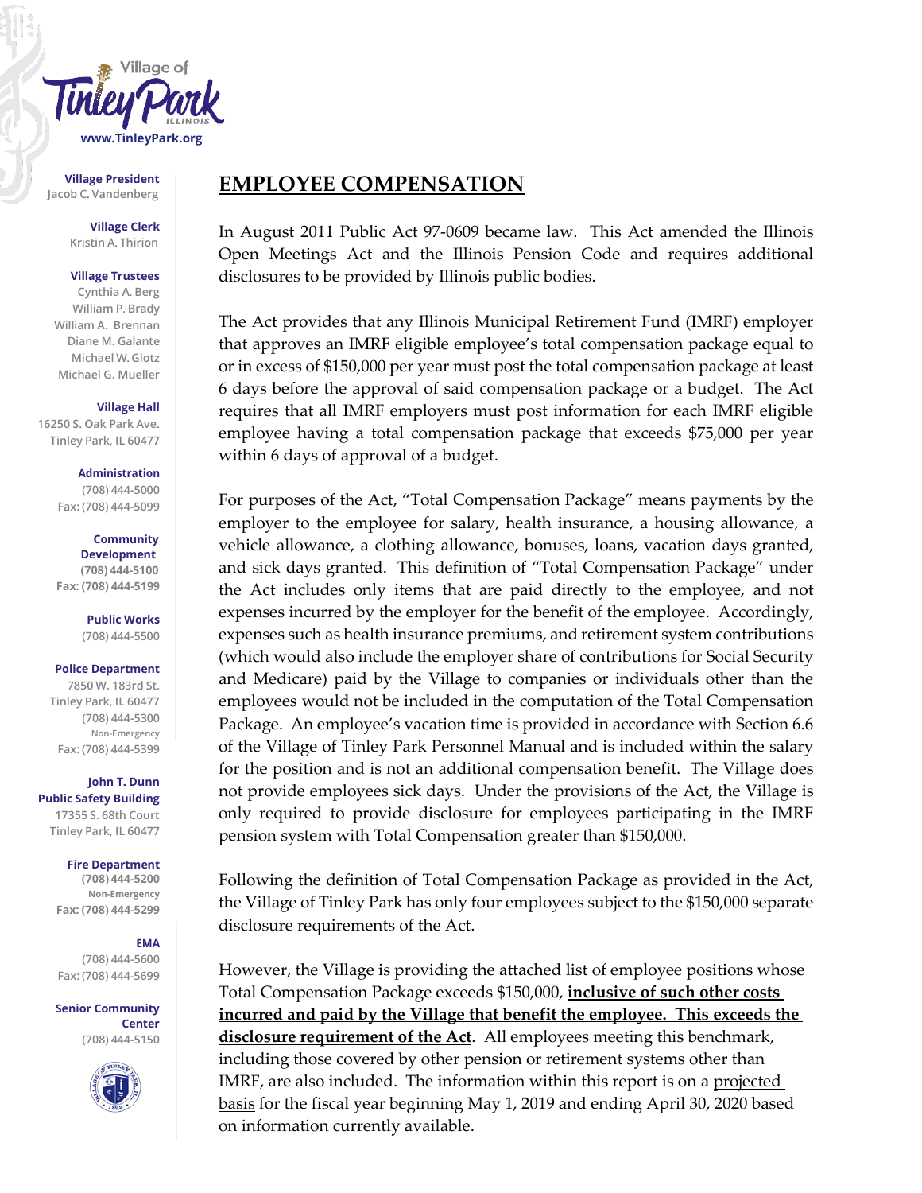Village of Tinley Park ILLINOIS
www.TinleyPark.org

**Village President**
Jacob C. Vandenberg

**Village Clerk**
Kristin A. Thirion

**Village Trustees**
Cynthia A. Berg
William P. Brady
William A. Brennan
Diane M. Galante
Michael W. Glotz
Michael G. Mueller

**Village Hall**
16250 S. Oak Park Ave.
Tinley Park, IL 60477

**Administration**
(708) 444-5000
Fax: (708) 444-5099

**Community Development**
(708) 444-5100
Fax: (708) 444-5199

**Public Works**
(708) 444-5500

**Police Department**
7850 W. 183rd St.
Tinley Park, IL 60477
(708) 444-5300
Non-Emergency
Fax: (708) 444-5399

**John T. Dunn Public Safety Building**
17355 S. 68th Court
Tinley Park, IL 60477

**Fire Department**
(708) 444-5200
Non-Emergency
Fax: (708) 444-5299

**EMA**
(708) 444-5600
Fax: (708) 444-5699

**Senior Community Center**
(708) 444-5150

# EMPLOYEE COMPENSATION

In August 2011 Public Act 97-0609 became law. This Act amended the Illinois Open Meetings Act and the Illinois Pension Code and requires additional disclosures to be provided by Illinois public bodies.

The Act provides that any Illinois Municipal Retirement Fund (IMRF) employer that approves an IMRF eligible employee's total compensation package equal to or in excess of $150,000 per year must post the total compensation package at least 6 days before the approval of said compensation package or a budget. The Act requires that all IMRF employers must post information for each IMRF eligible employee having a total compensation package that exceeds $75,000 per year within 6 days of approval of a budget.

For purposes of the Act, "Total Compensation Package" means payments by the employer to the employee for salary, health insurance, a housing allowance, a vehicle allowance, a clothing allowance, bonuses, loans, vacation days granted, and sick days granted. This definition of "Total Compensation Package" under the Act includes only items that are paid directly to the employee, and not expenses incurred by the employer for the benefit of the employee. Accordingly, expenses such as health insurance premiums, and retirement system contributions (which would also include the employer share of contributions for Social Security and Medicare) paid by the Village to companies or individuals other than the employees would not be included in the computation of the Total Compensation Package. An employee's vacation time is provided in accordance with Section 6.6 of the Village of Tinley Park Personnel Manual and is included within the salary for the position and is not an additional compensation benefit. The Village does not provide employees sick days. Under the provisions of the Act, the Village is only required to provide disclosure for employees participating in the IMRF pension system with Total Compensation greater than $150,000.

Following the definition of Total Compensation Package as provided in the Act, the Village of Tinley Park has only four employees subject to the $150,000 separate disclosure requirements of the Act.

However, the Village is providing the attached list of employee positions whose Total Compensation Package exceeds $150,000, **inclusive of such other costs incurred and paid by the Village that benefit the employee. This exceeds the disclosure requirement of the Act**. All employees meeting this benchmark, including those covered by other pension or retirement systems other than IMRF, are also included. The information within this report is on a projected basis for the fiscal year beginning May 1, 2019 and ending April 30, 2020 based on information currently available.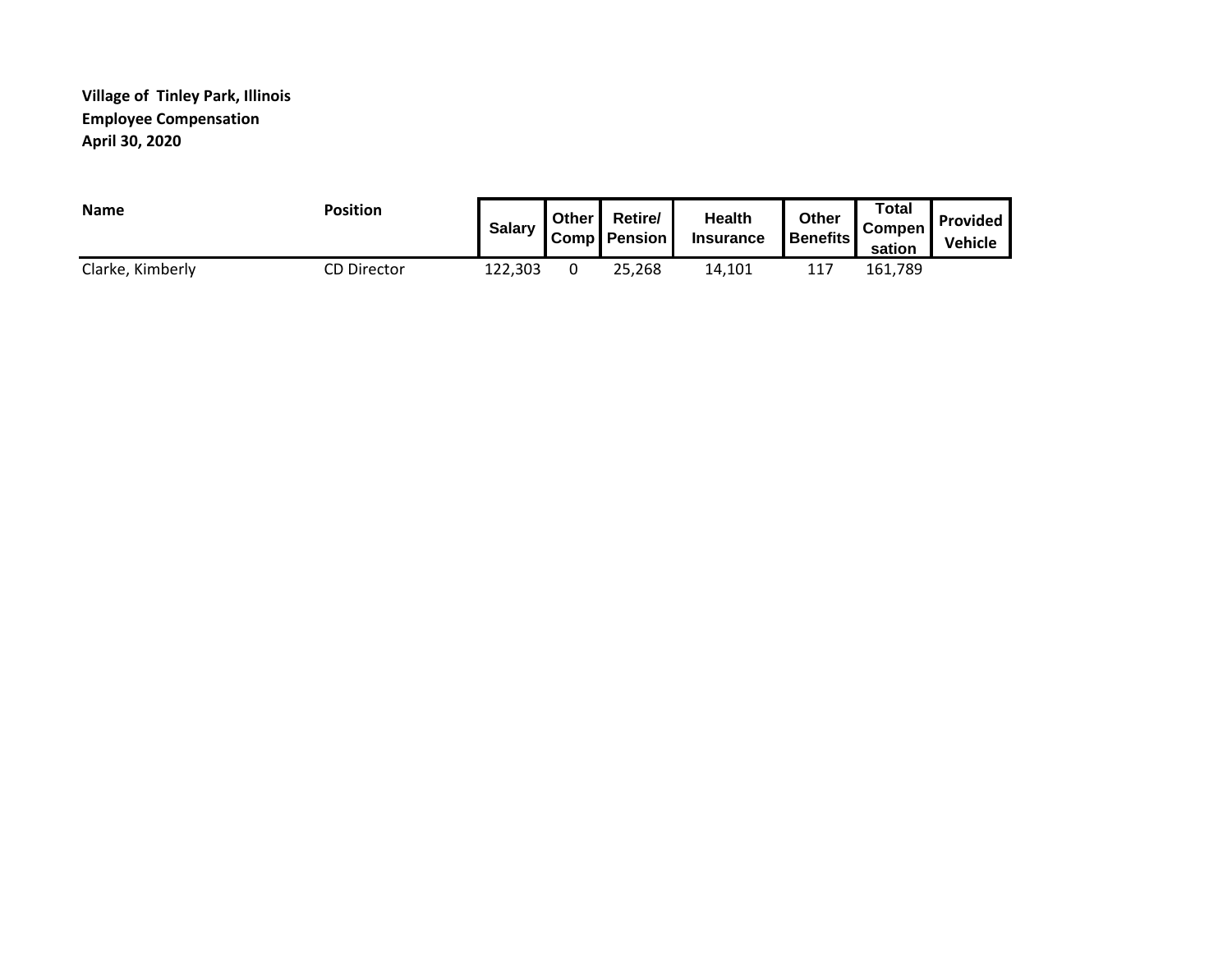**Village of Tinley Park, Illinois**
**Employee Compensation**
**April 30, 2020**

| Name | Position | Salary | Other Comp | Retire/ Pension | Health Insurance | Other Benefits | Total Compensation | Provided Vehicle |
|---|---|---|---|---|---|---|---|---|
| Clarke, Kimberly | CD Director | 122,303 | 0 | 25,268 | 14,101 | 117 | 161,789 | |